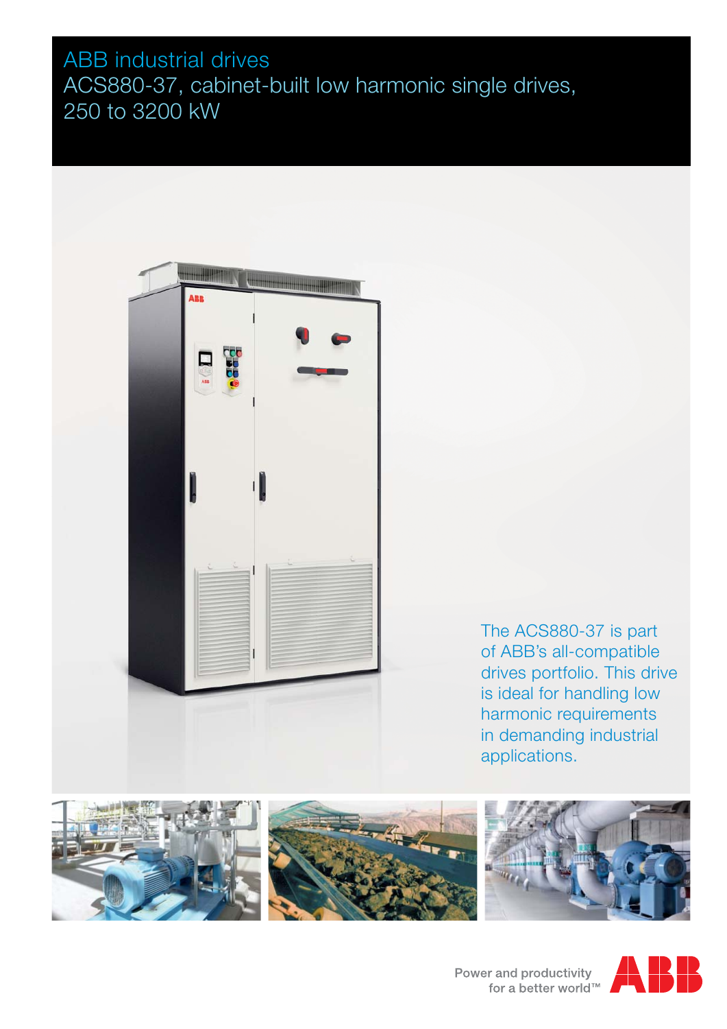# ABB industrial drives
## ACS880-37, cabinet-built low harmonic single drives, 250 to 3200 kW

The ACS880-37 is part of ABB's all-compatible drives portfolio. This drive is ideal for handling low harmonic requirements in demanding industrial applications.

Power and productivity for a better world™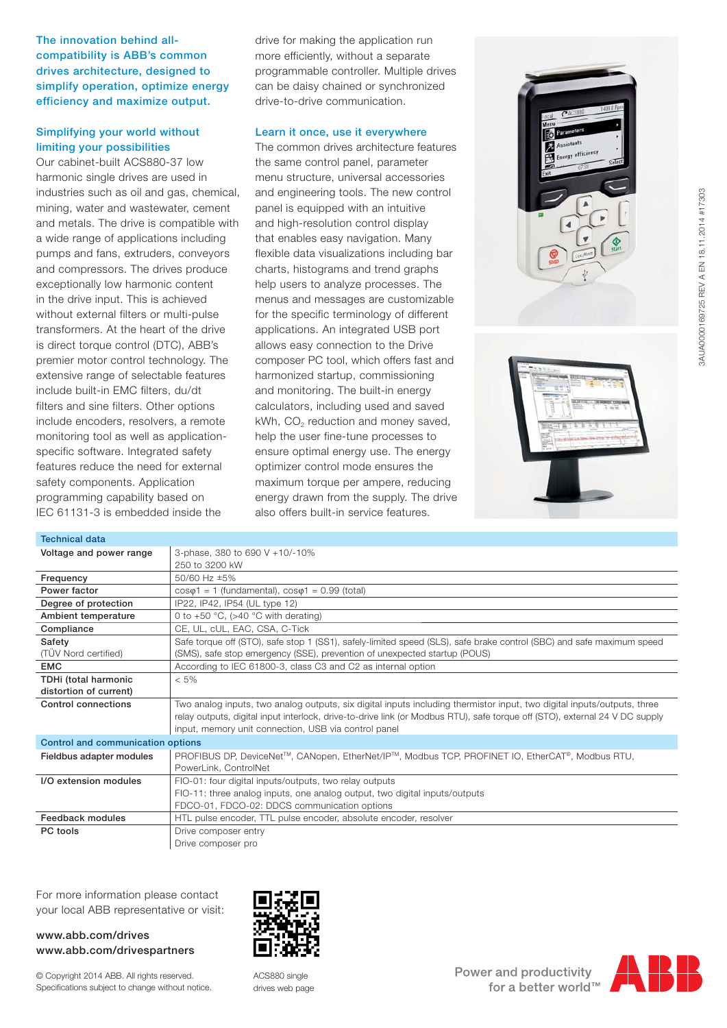**The innovation behind all-compatibility is ABB's common drives architecture, designed to simplify operation, optimize energy efficiency and maximize output.**

### Simplifying your world without limiting your possibilities

Our cabinet-built ACS880-37 low harmonic single drives are used in industries such as oil and gas, chemical, mining, water and wastewater, cement and metals. The drive is compatible with a wide range of applications including pumps and fans, extruders, conveyors and compressors. The drives produce exceptionally low harmonic content in the drive input. This is achieved without external filters or multi-pulse transformers. At the heart of the drive is direct torque control (DTC), ABB's premier motor control technology. The extensive range of selectable features include built-in EMC filters, du/dt filters and sine filters. Other options include encoders, resolvers, a remote monitoring tool as well as application-specific software. Integrated safety features reduce the need for external safety components. Application programming capability based on IEC 61131-3 is embedded inside the drive for making the application run more efficiently, without a separate programmable controller. Multiple drives can be daisy chained or synchronized drive-to-drive communication.

### Learn it once, use it everywhere

The common drives architecture features the same control panel, parameter menu structure, universal accessories and engineering tools. The new control panel is equipped with an intuitive and high-resolution control display that enables easy navigation. Many flexible data visualizations including bar charts, histograms and trend graphs help users to analyze processes. The menus and messages are customizable for the specific terminology of different applications. An integrated USB port allows easy connection to the Drive composer PC tool, which offers fast and harmonized startup, commissioning and monitoring. The built-in energy calculators, including used and saved kWh, $CO_2$ reduction and money saved, help the user fine-tune processes to ensure optimal energy use. The energy optimizer control mode ensures the maximum torque per ampere, reducing energy drawn from the supply. The drive also offers built-in service features.

| Technical data | |
|---|---|
| **Voltage and power range** | 3-phase, 380 to 690 V +10/-10%<br>250 to 3200 kW |
| **Frequency** | 50/60 Hz ±5% |
| **Power factor** | cosφ1 = 1 (fundamental), cosφ1 = 0.99 (total) |
| **Degree of protection** | IP22, IP42, IP54 (UL type 12) |
| **Ambient temperature** | 0 to +50 °C, (>40 °C with derating) |
| **Compliance** | CE, UL, cUL, EAC, CSA, C-Tick |
| **Safety** (TÜV Nord certified) | Safe torque off (STO), safe stop 1 (SS1), safely-limited speed (SLS), safe brake control (SBC) and safe maximum speed (SMS), safe stop emergency (SSE), prevention of unexpected startup (POUS) |
| **EMC** | According to IEC 61800-3, class C3 and C2 as internal option |
| **TDHi (total harmonic distortion of current)** | < 5% |
| **Control connections** | Two analog inputs, two analog outputs, six digital inputs including thermistor input, two digital inputs/outputs, three relay outputs, digital input interlock, drive-to-drive link (or Modbus RTU), safe torque off (STO), external 24 V DC supply input, memory unit connection, USB via control panel |
| **Control and communication options** | |
| **Fieldbus adapter modules** | PROFIBUS DP, DeviceNet™, CANopen, EtherNet/IP™, Modbus TCP, PROFINET IO, EtherCAT®, Modbus RTU, PowerLink, ControlNet |
| **I/O extension modules** | FIO-01: four digital inputs/outputs, two relay outputs<br>FIO-11: three analog inputs, one analog output, two digital inputs/outputs<br>FDCO-01, FDCO-02: DDCS communication options |
| **Feedback modules** | HTL pulse encoder, TTL pulse encoder, absolute encoder, resolver |
| **PC tools** | Drive composer entry<br>Drive composer pro |

For more information please contact your local ABB representative or visit:

**www.abb.com/drives**
**www.abb.com/drivespartners**

ACS880 single drives web page

© Copyright 2014 ABB. All rights reserved.
Specifications subject to change without notice.

3AUA0000169725 REV A EN 18.11.2014 #17303

Power and productivity for a better world™